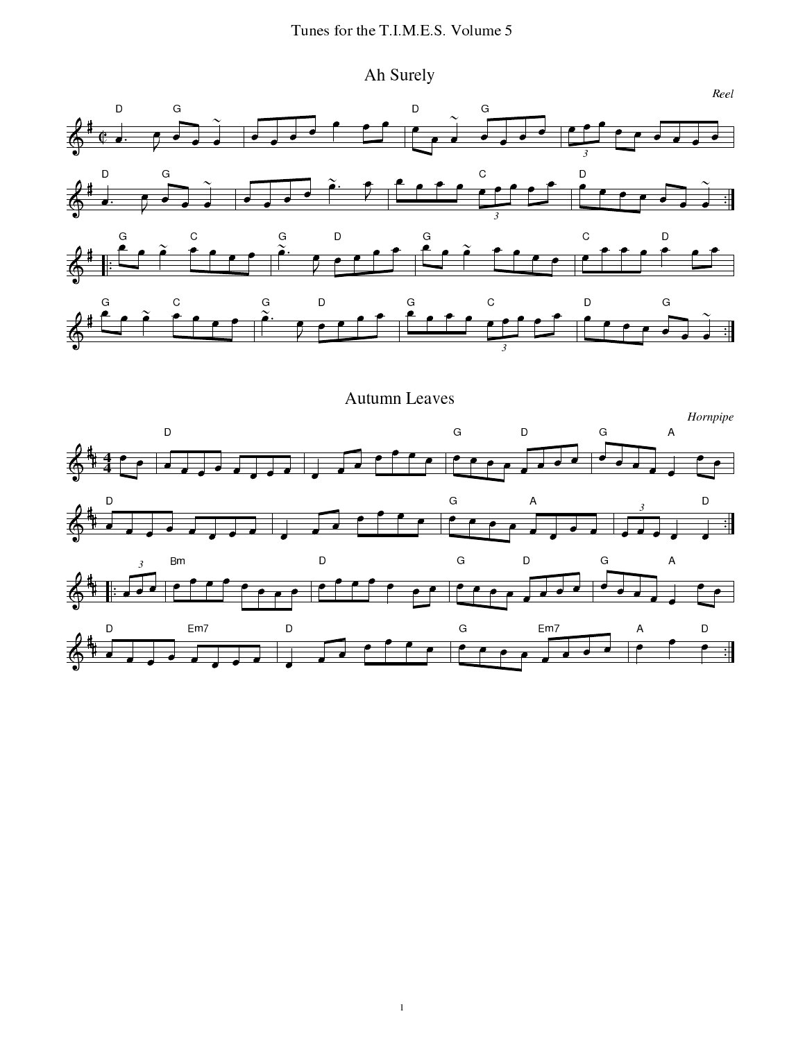# Tunes for the T.I.M.E.S. Volume 5

## Ah Surely

*Reel*

## Autumn Leaves

*Hornpipe*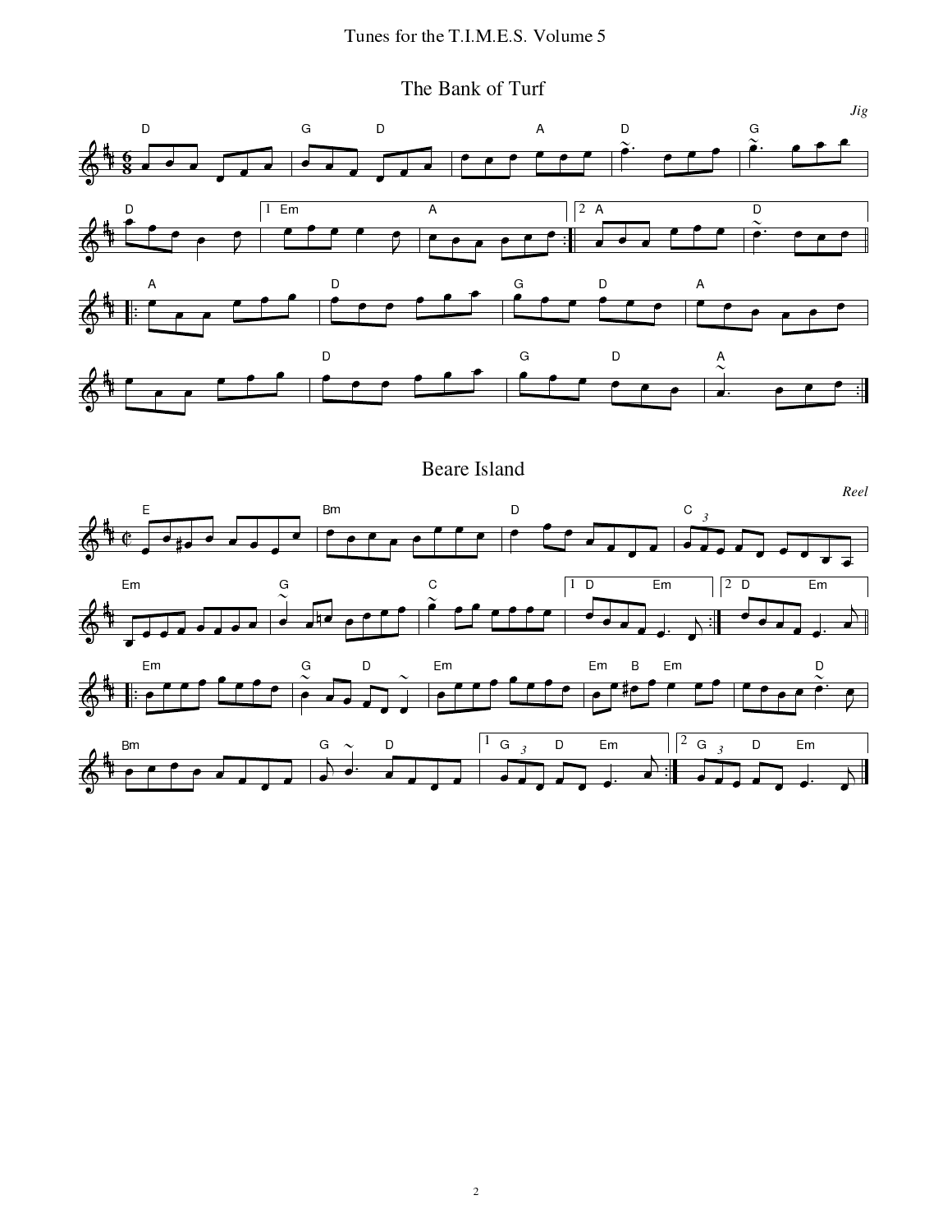## The Bank of Turf

*Jig*

## Beare Island

*Reel*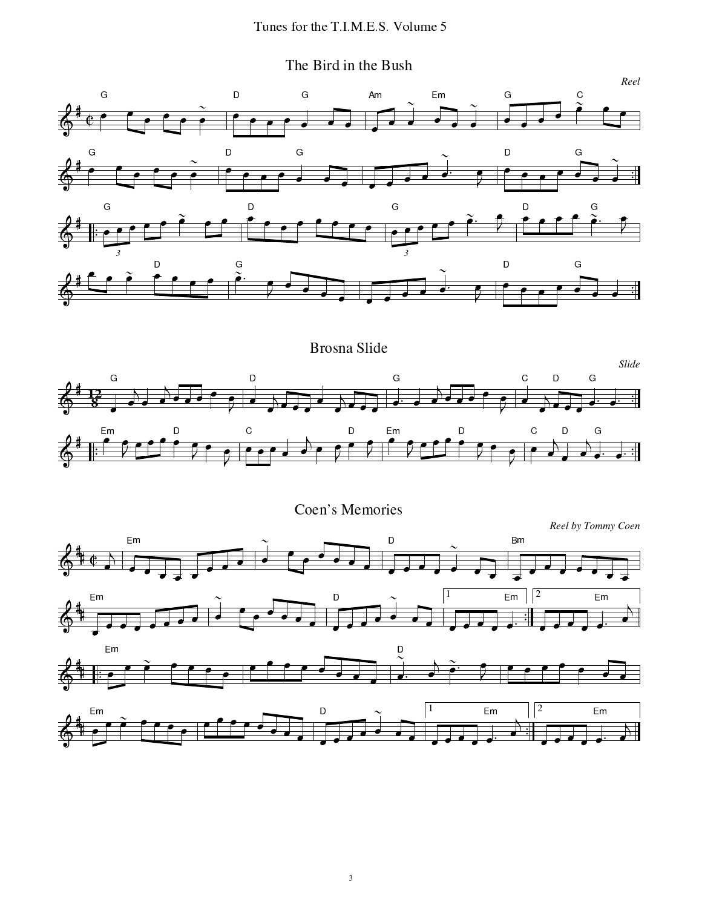# Tunes for the T.I.M.E.S. Volume 5

## The Bird in the Bush

*Reel*

## Brosna Slide

*Slide*

## Coen's Memories

*Reel by Tommy Coen*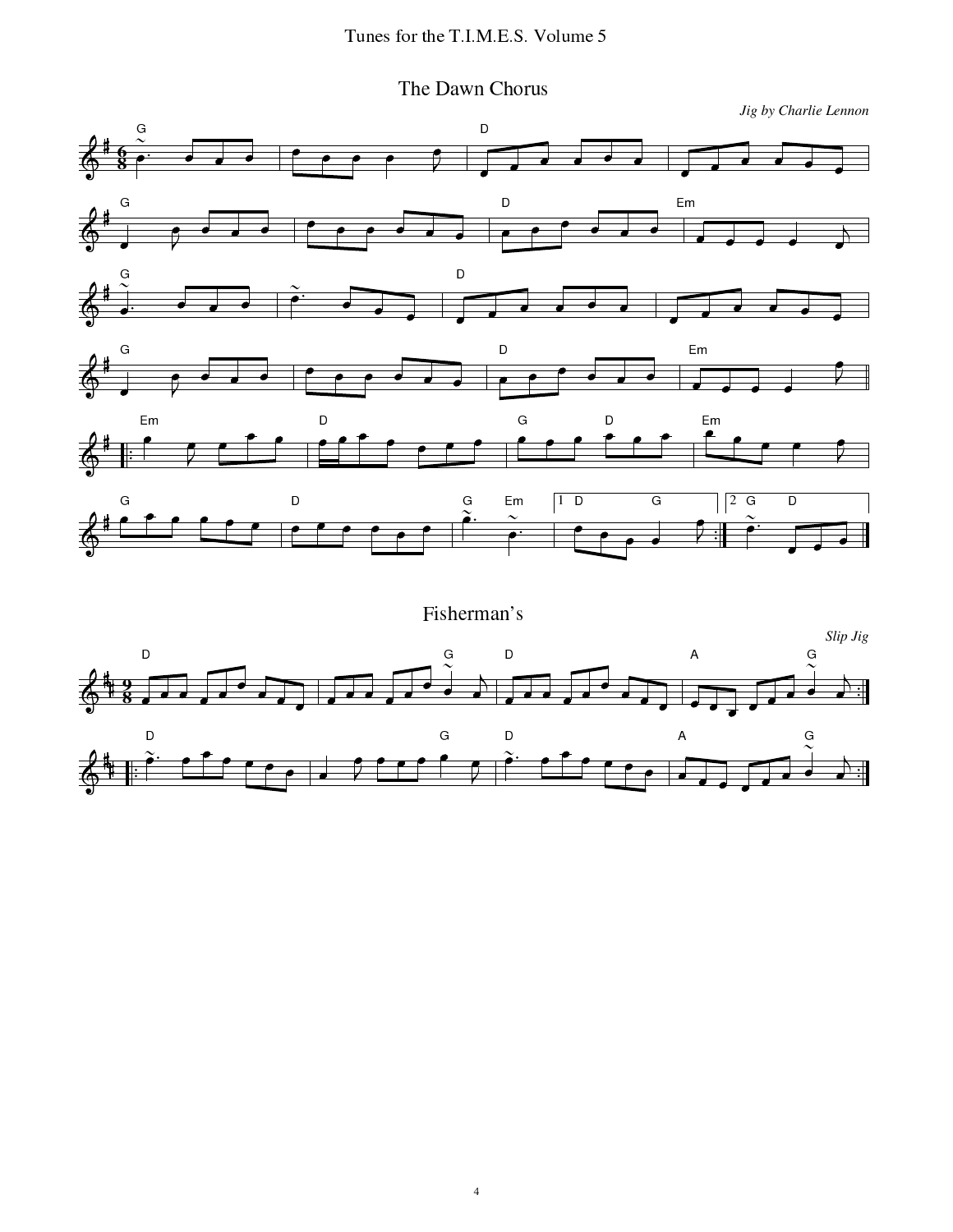## The Dawn Chorus

*Jig by Charlie Lennon*

## Fisherman's

*Slip Jig*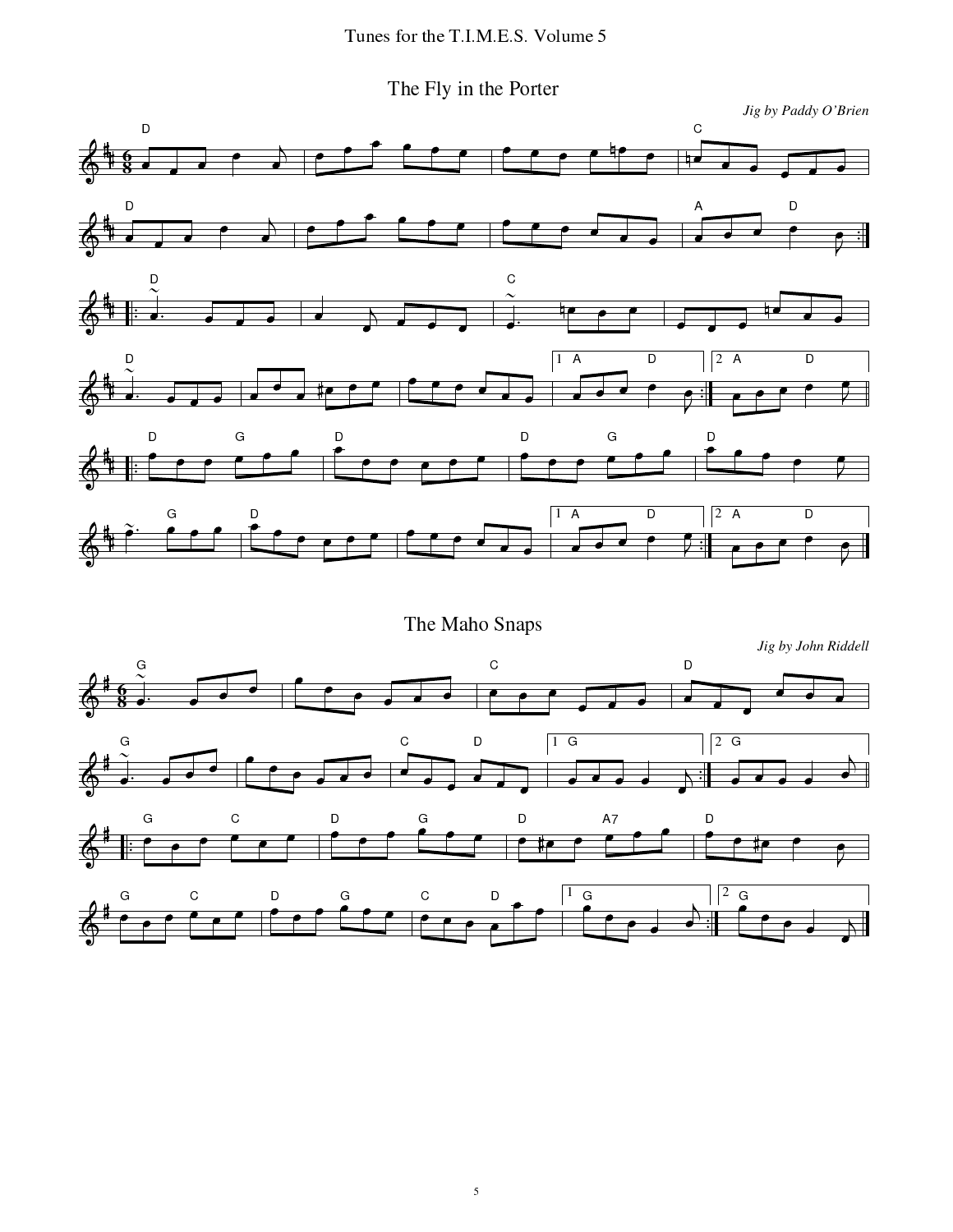## The Fly in the Porter

*Jig by Paddy O'Brien*

## The Maho Snaps

*Jig by John Riddell*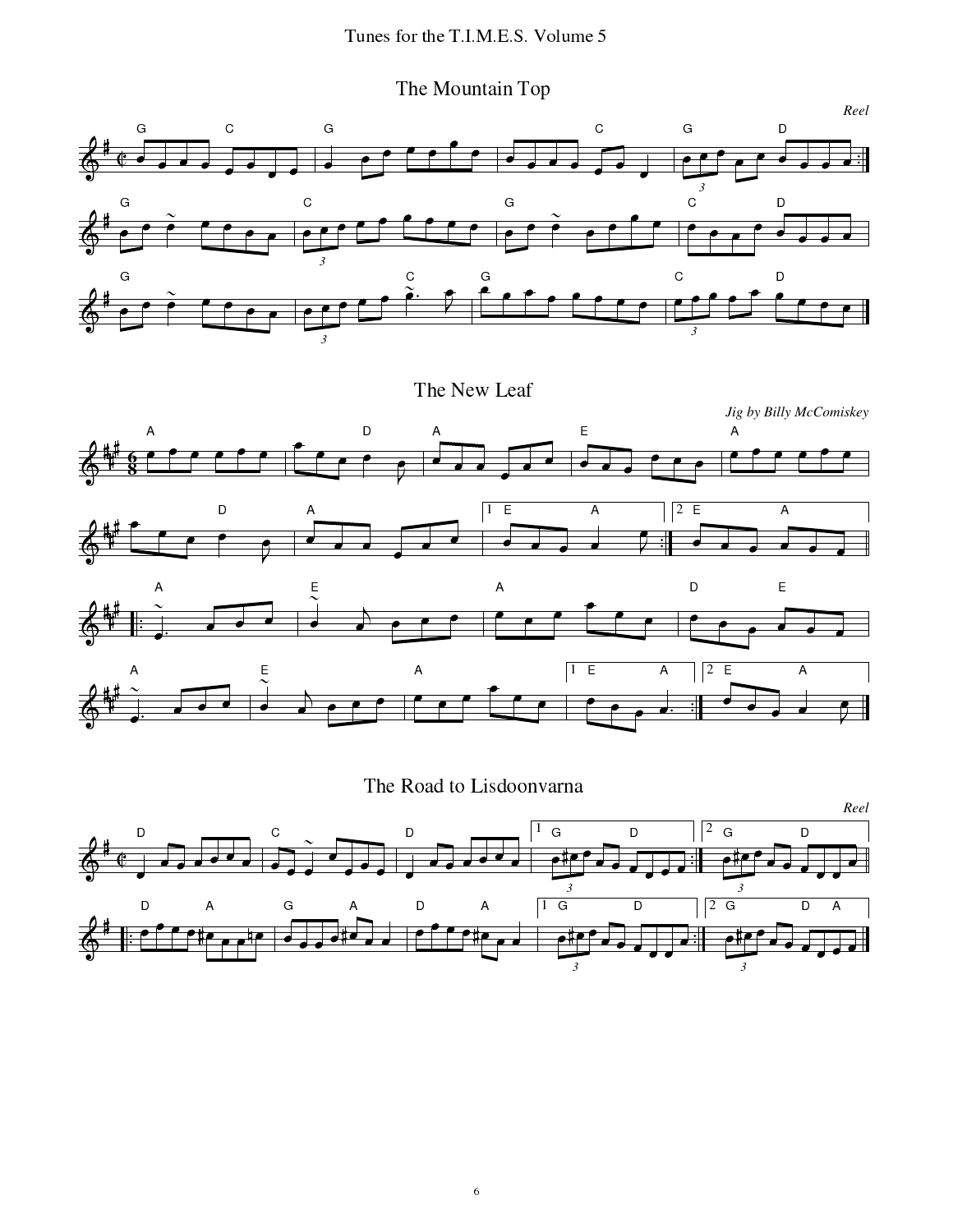## The Mountain Top

*Reel*

## The New Leaf

*Jig by Billy McComiskey*

## The Road to Lisdoonvarna

*Reel*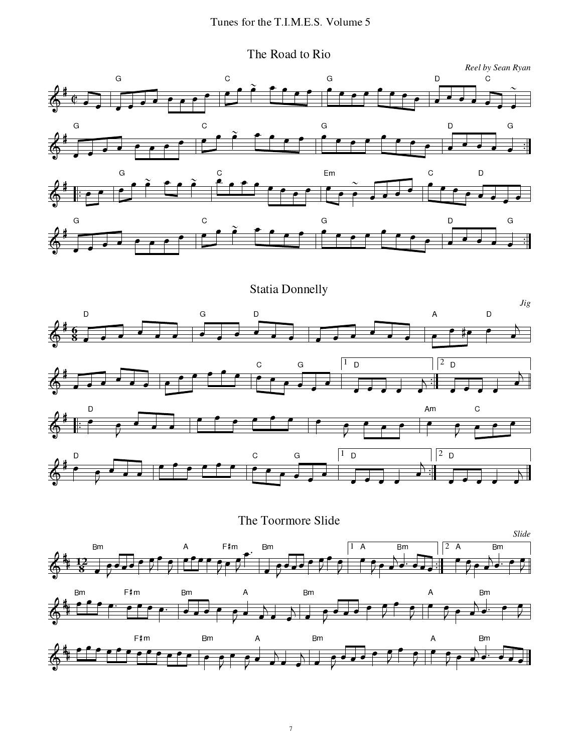# The Road to Rio

*Reel by Sean Ryan*

# Statia Donnelly

*Jig*

# The Toormore Slide

*Slide*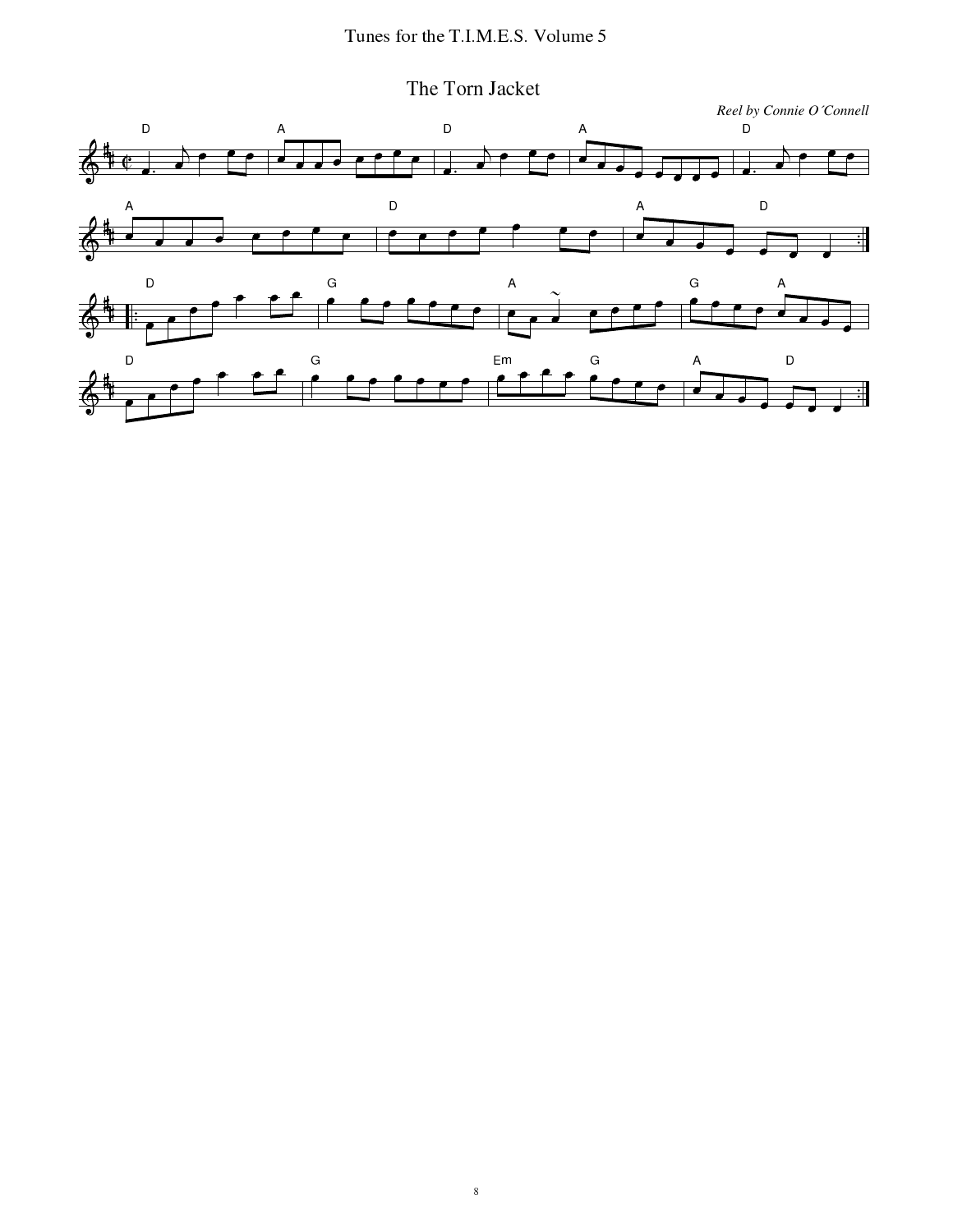# The Torn Jacket

*Reel by Connie O´Connell*